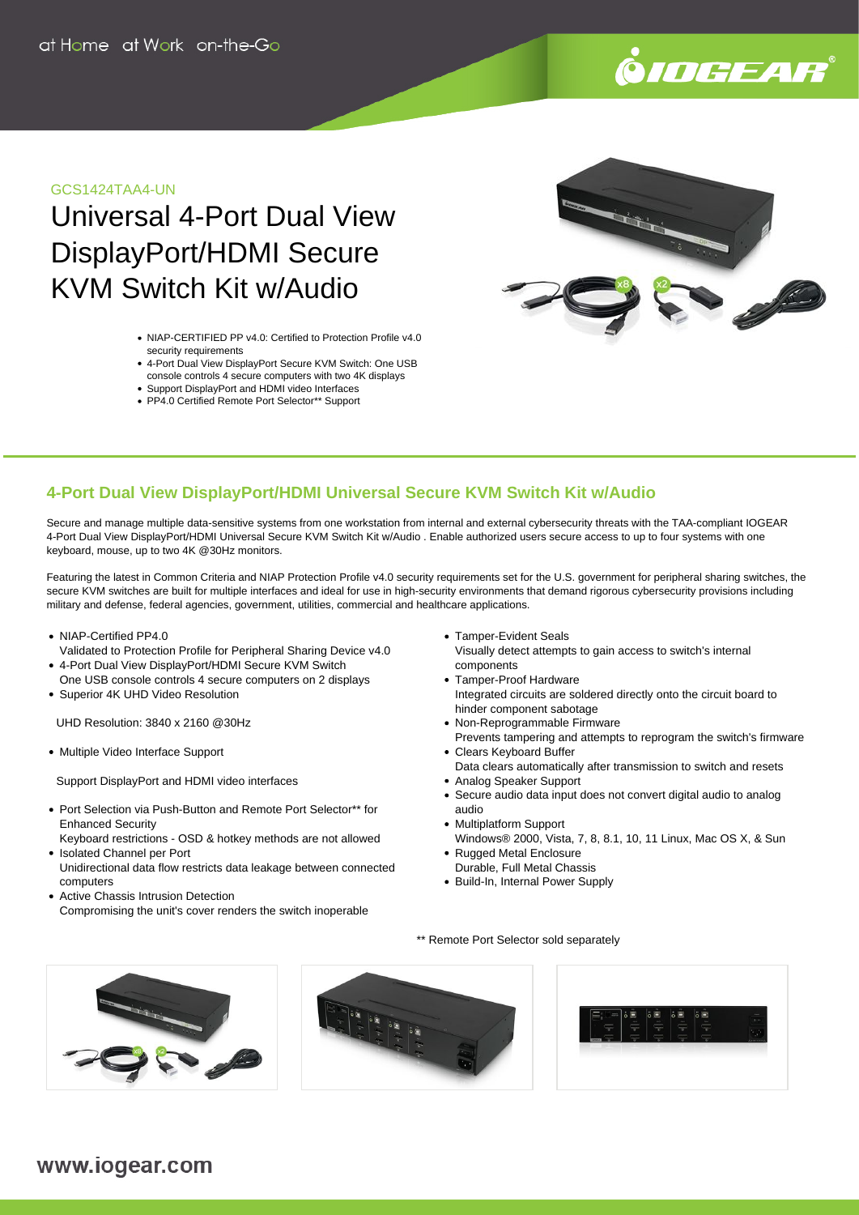at Home at Work on-the-Go

GCS1424TAA4-UN

# Universal 4-Port Dual View DisplayPort/HDMI Secure KVM Switch Kit w/Audio

- NIAP-CERTIFIED PP v4.0: Certified to Protection Profile v4.0 security requirements
- 4-Port Dual View DisplayPort Secure KVM Switch: One USB console controls 4 secure computers with two 4K displays
- Support DisplayPort and HDMI video Interfaces
- PP4.0 Certified Remote Port Selector** Support

## 4-Port Dual View DisplayPort/HDMI Universal Secure KVM Switch Kit w/Audio

Secure and manage multiple data-sensitive systems from one workstation from internal and external cybersecurity threats with the TAA-compliant IOGEAR 4-Port Dual View DisplayPort/HDMI Universal Secure KVM Switch Kit w/Audio . Enable authorized users secure access to up to four systems with one keyboard, mouse, up to two 4K @30Hz monitors.

Featuring the latest in Common Criteria and NIAP Protection Profile v4.0 security requirements set for the U.S. government for peripheral sharing switches, the secure KVM switches are built for multiple interfaces and ideal for use in high-security environments that demand rigorous cybersecurity provisions including military and defense, federal agencies, government, utilities, commercial and healthcare applications.

- NIAP-Certified PP4.0
  Validated to Protection Profile for Peripheral Sharing Device v4.0
- 4-Port Dual View DisplayPort/HDMI Secure KVM Switch
  One USB console controls 4 secure computers on 2 displays
- Superior 4K UHD Video Resolution

  UHD Resolution: 3840 x 2160 @30Hz

- Multiple Video Interface Support

  Support DisplayPort and HDMI video interfaces

- Port Selection via Push-Button and Remote Port Selector** for Enhanced Security
  Keyboard restrictions - OSD & hotkey methods are not allowed
- Isolated Channel per Port
  Unidirectional data flow restricts data leakage between connected computers
- Active Chassis Intrusion Detection
  Compromising the unit's cover renders the switch inoperable
- Tamper-Evident Seals
  Visually detect attempts to gain access to switch's internal components
- Tamper-Proof Hardware
  Integrated circuits are soldered directly onto the circuit board to hinder component sabotage
- Non-Reprogrammable Firmware
  Prevents tampering and attempts to reprogram the switch's firmware
- Clears Keyboard Buffer
  Data clears automatically after transmission to switch and resets
- Analog Speaker Support
- Secure audio data input does not convert digital audio to analog audio
- Multiplatform Support
  Windows® 2000, Vista, 7, 8, 8.1, 10, 11 Linux, Mac OS X, & Sun
- Rugged Metal Enclosure
  Durable, Full Metal Chassis
- Build-In, Internal Power Supply

** Remote Port Selector sold separately

www.iogear.com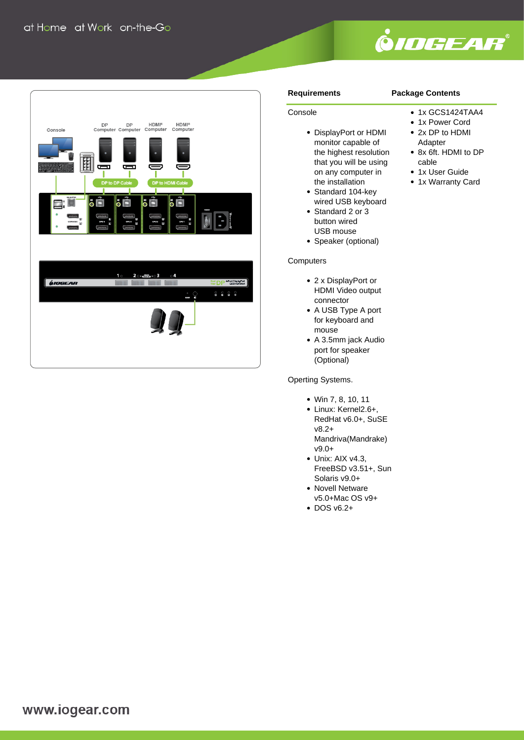## Requirements

Console

- DisplayPort or HDMI monitor capable of the highest resolution that you will be using on any computer in the installation
- Standard 104-key wired USB keyboard
- Standard 2 or 3 button wired USB mouse
- Speaker (optional)

Computers

- 2 x DisplayPort or HDMI Video output connector
- A USB Type A port for keyboard and mouse
- A 3.5mm jack Audio port for speaker (Optional)

Operting Systems.

- Win 7, 8, 10, 11
- Linux: Kernel2.6+, RedHat v6.0+, SuSE v8.2+ Mandriva(Mandrake) v9.0+
- Unix: AIX v4.3, FreeBSD v3.51+, Sun Solaris v9.0+
- Novell Netware v5.0+Mac OS v9+
- DOS v6.2+

## Package Contents

- 1x GCS1424TAA4
- 1x Power Cord
- 2x DP to HDMI Adapter
- 8x 6ft. HDMI to DP cable
- 1x User Guide
- 1x Warranty Card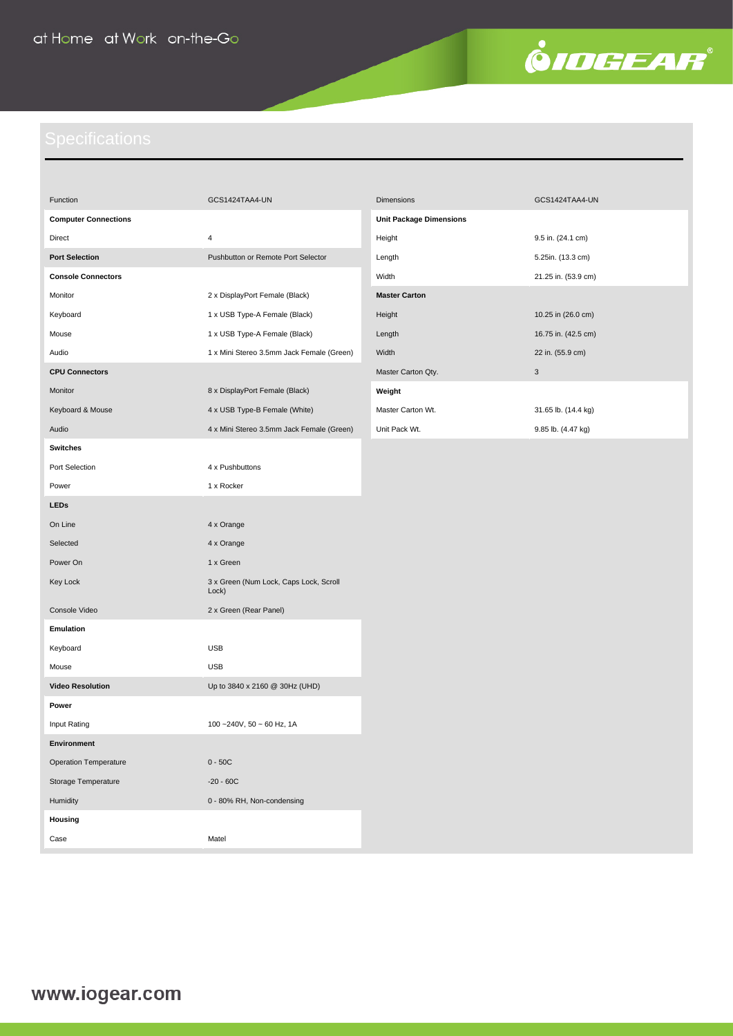## Specifications

| Function | GCS1424TAA4-UN |
|---|---|
| **Computer Connections** | |
| Direct | 4 |
| **Port Selection** | Pushbutton or Remote Port Selector |
| **Console Connectors** | |
| Monitor | 2 x DisplayPort Female (Black) |
| Keyboard | 1 x USB Type-A Female (Black) |
| Mouse | 1 x USB Type-A Female (Black) |
| Audio | 1 x Mini Stereo 3.5mm Jack Female (Green) |
| **CPU Connectors** | |
| Monitor | 8 x DisplayPort Female (Black) |
| Keyboard & Mouse | 4 x USB Type-B Female (White) |
| Audio | 4 x Mini Stereo 3.5mm Jack Female (Green) |
| **Switches** | |
| Port Selection | 4 x Pushbuttons |
| Power | 1 x Rocker |
| **LEDs** | |
| On Line | 4 x Orange |
| Selected | 4 x Orange |
| Power On | 1 x Green |
| Key Lock | 3 x Green (Num Lock, Caps Lock, Scroll Lock) |
| Console Video | 2 x Green (Rear Panel) |
| **Emulation** | |
| Keyboard | USB |
| Mouse | USB |
| **Video Resolution** | Up to 3840 x 2160 @ 30Hz (UHD) |
| **Power** | |
| Input Rating | 100 ~240V, 50 ~ 60 Hz, 1A |
| **Environment** | |
| Operation Temperature | 0 - 50C |
| Storage Temperature | -20 - 60C |
| Humidity | 0 - 80% RH, Non-condensing |
| **Housing** | |
| Case | Matel |

| Dimensions | GCS1424TAA4-UN |
|---|---|
| **Unit Package Dimensions** | |
| Height | 9.5 in. (24.1 cm) |
| Length | 5.25in. (13.3 cm) |
| Width | 21.25 in. (53.9 cm) |
| **Master Carton** | |
| Height | 10.25 in (26.0 cm) |
| Length | 16.75 in. (42.5 cm) |
| Width | 22 in. (55.9 cm) |
| Master Carton Qty. | 3 |
| **Weight** | |
| Master Carton Wt. | 31.65 lb. (14.4 kg) |
| Unit Pack Wt. | 9.85 lb. (4.47 kg) |

www.iogear.com